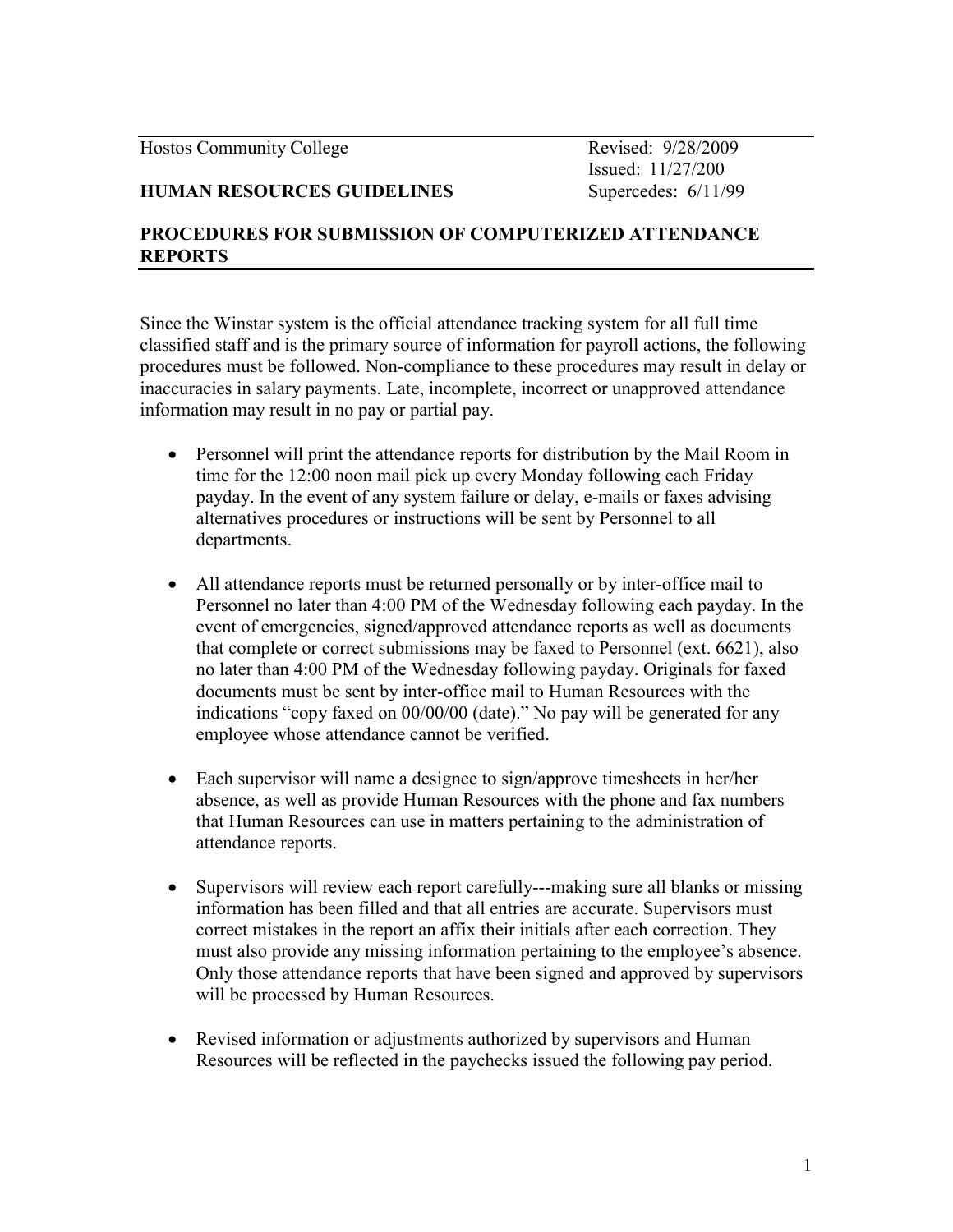Hostos Community College | Revised: 9/28/2009
Issued: 11/27/200

**HUMAN RESOURCES GUIDELINES** | Supercedes: 6/11/99

## PROCEDURES FOR SUBMISSION OF COMPUTERIZED ATTENDANCE REPORTS

Since the Winstar system is the official attendance tracking system for all full time classified staff and is the primary source of information for payroll actions, the following procedures must be followed. Non-compliance to these procedures may result in delay or inaccuracies in salary payments. Late, incomplete, incorrect or unapproved attendance information may result in no pay or partial pay.

- Personnel will print the attendance reports for distribution by the Mail Room in time for the 12:00 noon mail pick up every Monday following each Friday payday. In the event of any system failure or delay, e-mails or faxes advising alternatives procedures or instructions will be sent by Personnel to all departments.

- All attendance reports must be returned personally or by inter-office mail to Personnel no later than 4:00 PM of the Wednesday following each payday. In the event of emergencies, signed/approved attendance reports as well as documents that complete or correct submissions may be faxed to Personnel (ext. 6621), also no later than 4:00 PM of the Wednesday following payday. Originals for faxed documents must be sent by inter-office mail to Human Resources with the indications "copy faxed on 00/00/00 (date)." No pay will be generated for any employee whose attendance cannot be verified.

- Each supervisor will name a designee to sign/approve timesheets in her/her absence, as well as provide Human Resources with the phone and fax numbers that Human Resources can use in matters pertaining to the administration of attendance reports.

- Supervisors will review each report carefully---making sure all blanks or missing information has been filled and that all entries are accurate. Supervisors must correct mistakes in the report an affix their initials after each correction. They must also provide any missing information pertaining to the employee's absence. Only those attendance reports that have been signed and approved by supervisors will be processed by Human Resources.

- Revised information or adjustments authorized by supervisors and Human Resources will be reflected in the paychecks issued the following pay period.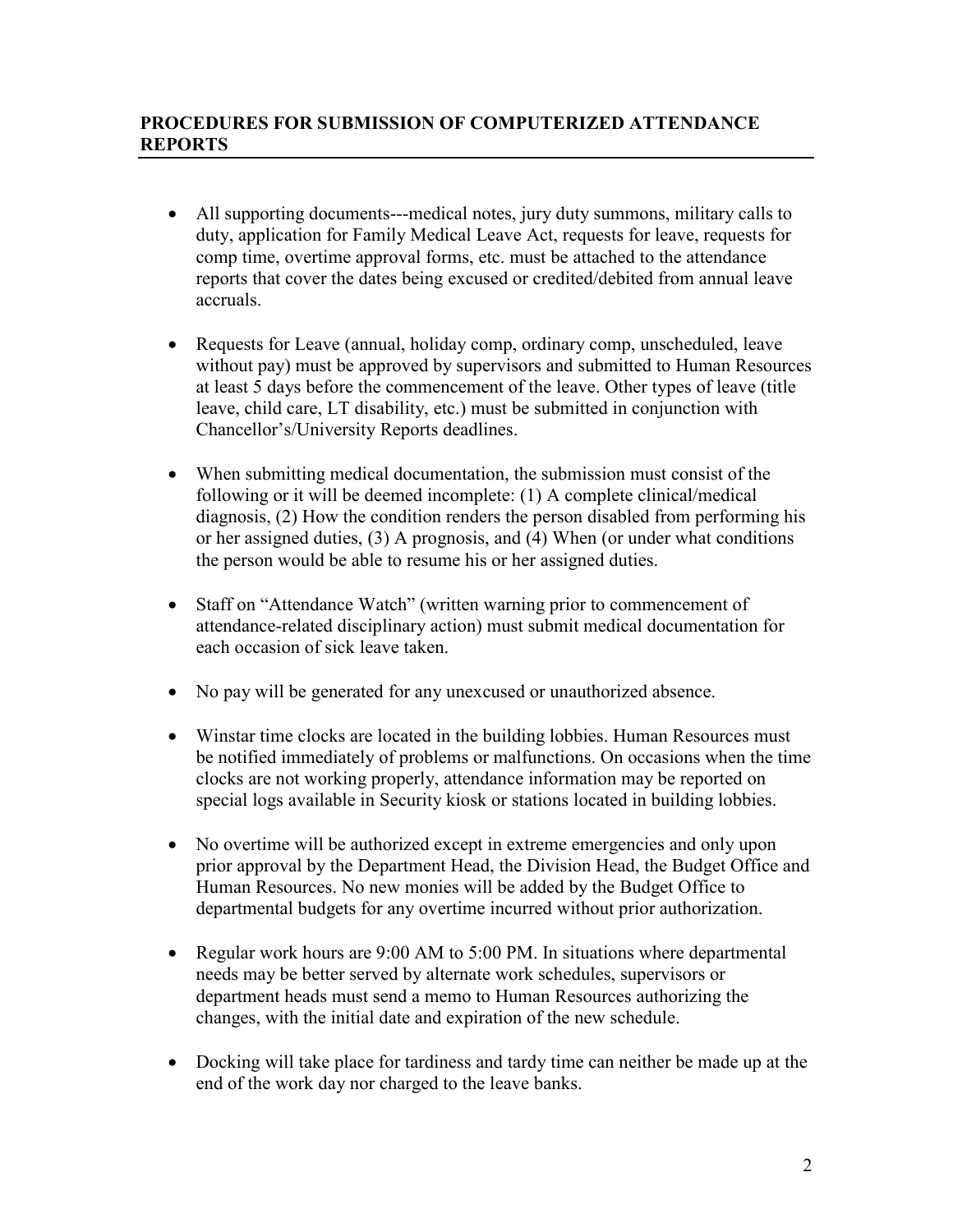## PROCEDURES FOR SUBMISSION OF COMPUTERIZED ATTENDANCE REPORTS

- All supporting documents---medical notes, jury duty summons, military calls to duty, application for Family Medical Leave Act, requests for leave, requests for comp time, overtime approval forms, etc. must be attached to the attendance reports that cover the dates being excused or credited/debited from annual leave accruals.

- Requests for Leave (annual, holiday comp, ordinary comp, unscheduled, leave without pay) must be approved by supervisors and submitted to Human Resources at least 5 days before the commencement of the leave. Other types of leave (title leave, child care, LT disability, etc.) must be submitted in conjunction with Chancellor's/University Reports deadlines.

- When submitting medical documentation, the submission must consist of the following or it will be deemed incomplete: (1) A complete clinical/medical diagnosis, (2) How the condition renders the person disabled from performing his or her assigned duties, (3) A prognosis, and (4) When (or under what conditions the person would be able to resume his or her assigned duties.

- Staff on "Attendance Watch" (written warning prior to commencement of attendance-related disciplinary action) must submit medical documentation for each occasion of sick leave taken.

- No pay will be generated for any unexcused or unauthorized absence.

- Winstar time clocks are located in the building lobbies. Human Resources must be notified immediately of problems or malfunctions. On occasions when the time clocks are not working properly, attendance information may be reported on special logs available in Security kiosk or stations located in building lobbies.

- No overtime will be authorized except in extreme emergencies and only upon prior approval by the Department Head, the Division Head, the Budget Office and Human Resources. No new monies will be added by the Budget Office to departmental budgets for any overtime incurred without prior authorization.

- Regular work hours are 9:00 AM to 5:00 PM. In situations where departmental needs may be better served by alternate work schedules, supervisors or department heads must send a memo to Human Resources authorizing the changes, with the initial date and expiration of the new schedule.

- Docking will take place for tardiness and tardy time can neither be made up at the end of the work day nor charged to the leave banks.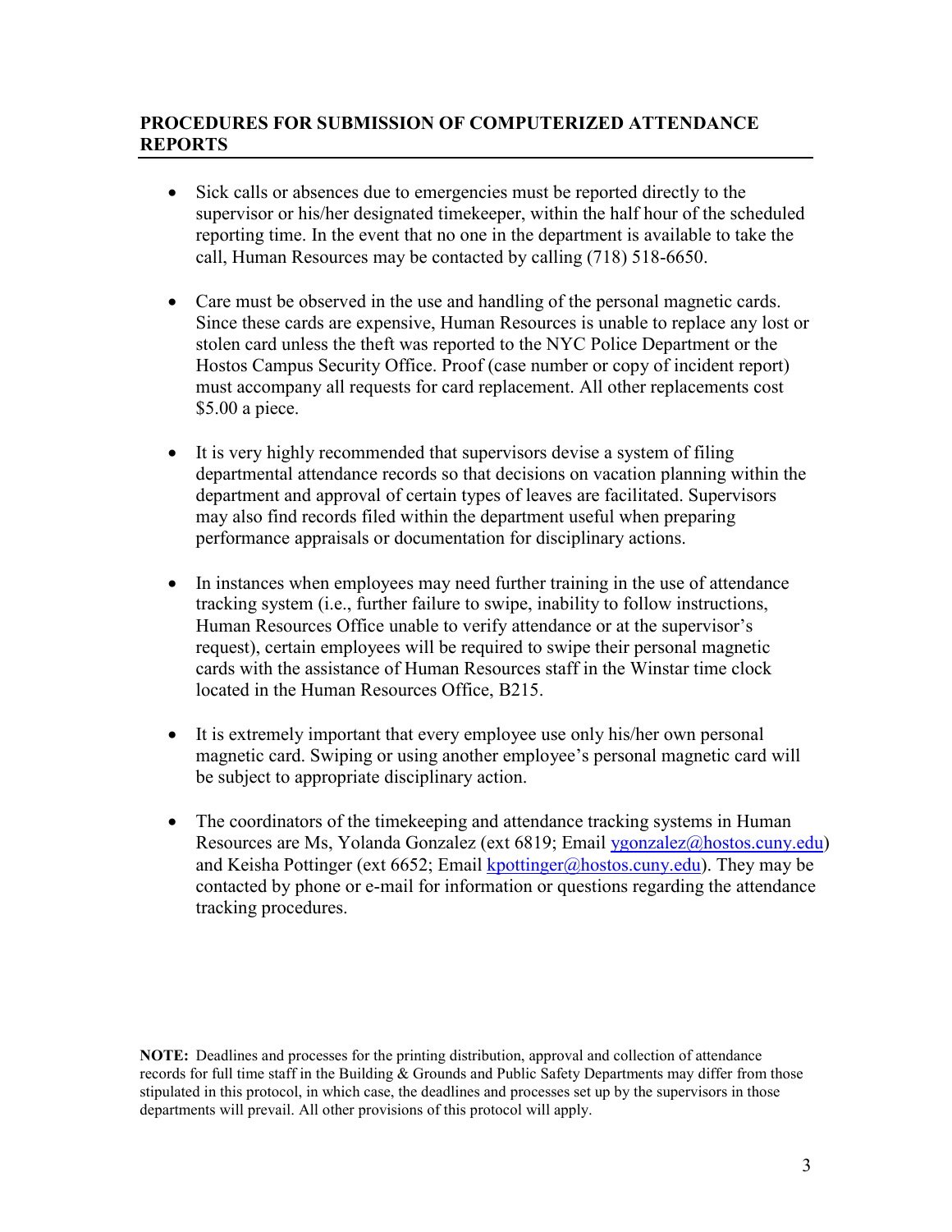## PROCEDURES FOR SUBMISSION OF COMPUTERIZED ATTENDANCE REPORTS

- Sick calls or absences due to emergencies must be reported directly to the supervisor or his/her designated timekeeper, within the half hour of the scheduled reporting time. In the event that no one in the department is available to take the call, Human Resources may be contacted by calling (718) 518-6650.

- Care must be observed in the use and handling of the personal magnetic cards. Since these cards are expensive, Human Resources is unable to replace any lost or stolen card unless the theft was reported to the NYC Police Department or the Hostos Campus Security Office. Proof (case number or copy of incident report) must accompany all requests for card replacement. All other replacements cost $5.00 a piece.

- It is very highly recommended that supervisors devise a system of filing departmental attendance records so that decisions on vacation planning within the department and approval of certain types of leaves are facilitated. Supervisors may also find records filed within the department useful when preparing performance appraisals or documentation for disciplinary actions.

- In instances when employees may need further training in the use of attendance tracking system (i.e., further failure to swipe, inability to follow instructions, Human Resources Office unable to verify attendance or at the supervisor's request), certain employees will be required to swipe their personal magnetic cards with the assistance of Human Resources staff in the Winstar time clock located in the Human Resources Office, B215.

- It is extremely important that every employee use only his/her own personal magnetic card. Swiping or using another employee's personal magnetic card will be subject to appropriate disciplinary action.

- The coordinators of the timekeeping and attendance tracking systems in Human Resources are Ms, Yolanda Gonzalez (ext 6819; Email ygonzalez@hostos.cuny.edu) and Keisha Pottinger (ext 6652; Email kpottinger@hostos.cuny.edu). They may be contacted by phone or e-mail for information or questions regarding the attendance tracking procedures.

**NOTE:** Deadlines and processes for the printing distribution, approval and collection of attendance records for full time staff in the Building & Grounds and Public Safety Departments may differ from those stipulated in this protocol, in which case, the deadlines and processes set up by the supervisors in those departments will prevail. All other provisions of this protocol will apply.